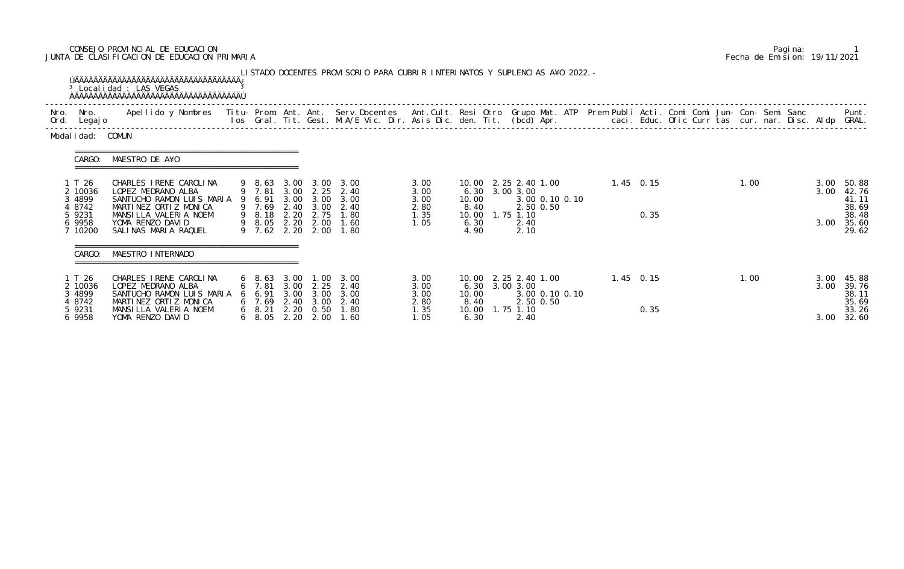CONSEJO PROVINCIAL DE EDUCACION
JUNTA DE CLASIFICACION DE EDUCACION PRIMARIA

Pagina: 1
Fecha de Emision: 19/11/2021

LISTADO DOCENTES PROVISORIO PARA CUBRIR INTERINATOS Y SUPLENCIAS A¥O 2022.-

Localidad : LAS VEGAS

Modalidad: COMUN

CARGO: MAESTRO DE A¥O

| Nro. Ord. | Nro. Legajo | Apellido y Nombres | Titulos | Prom. Gral. | Ant. Tit. | Ant. Gest. | Serv.Docentes M.A/E Vic. Dir. | Ant.Cult. Asis Dic. | Resi den. | Otro Tit. | Grupo (bcd) | Mat. Apr. | ATP | Prem | Publi caci. | Acti. Educ. | Comi Ofic | Comi Curr | Jun- tas | Con- cur. | Semi nar. | Sanc Disc. | Aldp | Punt. GRAL. |
|---|---|---|---|---|---|---|---|---|---|---|---|---|---|---|---|---|---|---|---|---|---|---|---|---|
| 1 | T 26 | CHARLES IRENE CAROLINA | 9 | 8.63 | 3.00 | 3.00 | 3.00 | 3.00 | 10.00 | 2.25 | 2.40 | 1.00 | | | 1.45 | 0.15 | | | | 1.00 | | | 3.00 | 50.88 |
| 2 | 10036 | LOPEZ MEDRANO ALBA | 9 | 7.81 | 3.00 | 2.25 | 2.40 | 3.00 | 6.30 | 3.00 | 3.00 | | | | | | | | | | | | 3.00 | 42.76 |
| 3 | 4899 | SANTUCHO RAMON LUIS MARIA | 9 | 6.91 | 3.00 | 3.00 | 3.00 | 3.00 | 10.00 | | 3.00 | 0.10 | 0.10 | | | | | | | | | | | 41.11 |
| 4 | 8742 | MARTINEZ ORTIZ MONICA | 9 | 7.69 | 2.40 | 3.00 | 2.40 | 2.80 | 8.40 | | 2.50 | 0.50 | | | | | | | | | | | | 38.69 |
| 5 | 9231 | MANSILLA VALERIA NOEMI | 9 | 8.18 | 2.20 | 2.75 | 1.80 | 1.35 | 10.00 | 1.75 | 1.10 | | | | | 0.35 | | | | | | | | 38.48 |
| 6 | 9958 | YOMA RENZO DAVID | 9 | 8.05 | 2.20 | 2.00 | 1.60 | 1.05 | 6.30 | | 2.40 | | | | | | | | | | | | 3.00 | 35.60 |
| 7 | 10200 | SALINAS MARIA RAQUEL | 9 | 7.62 | 2.20 | 2.00 | 1.80 | | 4.90 | | 2.10 | | | | | | | | | | | | | 29.62 |

CARGO: MAESTRO INTERNADO

| Nro. Ord. | Nro. Legajo | Apellido y Nombres | Titulos | Prom. Gral. | Ant. Tit. | Ant. Gest. | Serv.Docentes M.A/E Vic. Dir. | Ant.Cult. Asis Dic. | Resi den. | Otro Tit. | Grupo (bcd) | Mat. Apr. | ATP | Prem | Publi caci. | Acti. Educ. | Comi Ofic | Comi Curr | Jun- tas | Con- cur. | Semi nar. | Sanc Disc. | Aldp | Punt. GRAL. |
|---|---|---|---|---|---|---|---|---|---|---|---|---|---|---|---|---|---|---|---|---|---|---|---|---|
| 1 | T 26 | CHARLES IRENE CAROLINA | 6 | 8.63 | 3.00 | 1.00 | 3.00 | 3.00 | 10.00 | 2.25 | 2.40 | 1.00 | | | 1.45 | 0.15 | | | | 1.00 | | | 3.00 | 45.88 |
| 2 | 10036 | LOPEZ MEDRANO ALBA | 6 | 7.81 | 3.00 | 2.25 | 2.40 | 3.00 | 6.30 | 3.00 | 3.00 | | | | | | | | | | | | 3.00 | 39.76 |
| 3 | 4899 | SANTUCHO RAMON LUIS MARIA | 6 | 6.91 | 3.00 | 3.00 | 3.00 | 3.00 | 10.00 | | 3.00 | 0.10 | 0.10 | | | | | | | | | | | 38.11 |
| 4 | 8742 | MARTINEZ ORTIZ MONICA | 6 | 7.69 | 2.40 | 3.00 | 2.40 | 2.80 | 8.40 | | 2.50 | 0.50 | | | | | | | | | | | | 35.69 |
| 5 | 9231 | MANSILLA VALERIA NOEMI | 6 | 8.21 | 2.20 | 0.50 | 1.80 | 1.35 | 10.00 | 1.75 | 1.10 | | | | | 0.35 | | | | | | | | 33.26 |
| 6 | 9958 | YOMA RENZO DAVID | 6 | 8.05 | 2.20 | 2.00 | 1.60 | 1.05 | 6.30 | | 2.40 | | | | | | | | | | | | 3.00 | 32.60 |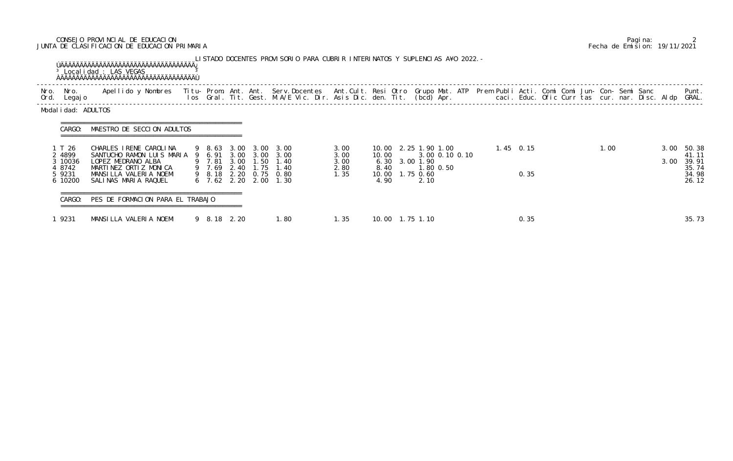CONSEJO PROVINCIAL DE EDUCACION
JUNTA DE CLASIFICACION DE EDUCACION PRIMARIA

LISTADO DOCENTES PROVISORIO PARA CUBRIR INTERINATOS Y SUPLENCIAS AÑO 2022.-

Localidad : LAS VEGAS

Modalidad: ADULTOS

CARGO: MAESTRO DE SECCION ADULTOS

| Nro. Ord. | Nro. Legajo | Apellido y Nombres | Titulos | Prom. Gral. | Ant. Tit. | Ant. Gest. | Serv.Docentes M.A/E Vic. Dir. | Ant.Cult. Asis Dic. | Resi den. | Otro Tit. | Grupo Mat. (bcd) | ATP Apr. | Prem | Publi caci. | Acti. Educ. | Comi Ofic | Comi Curr | Jun- tas | Con- cur. | Semi nar. | Sanc Disc. | Aldp | Punt. GRAL. |
|---|---|---|---|---|---|---|---|---|---|---|---|---|---|---|---|---|---|---|---|---|---|---|---|
| 1 | T 26 | CHARLES IRENE CAROLINA | 9 | 8.63 | 3.00 | 3.00 | 3.00 | 3.00 | 10.00 | 2.25 | 1.90 | 1.00 | | 1.45 | 0.15 | | | | 1.00 | | | 3.00 | 50.38 |
| 2 | 4899 | SANTUCHO RAMON LUIS MARIA | 9 | 6.91 | 3.00 | 3.00 | 3.00 | 3.00 | 10.00 | | 3.00 | 0.10 | 0.10 | | | | | | | | | | 41.11 |
| 3 | 10036 | LOPEZ MEDRANO ALBA | 9 | 7.81 | 3.00 | 1.50 | 1.40 | 3.00 | 6.30 | 3.00 | 1.90 | | | | | | | | | | | 3.00 | 39.91 |
| 4 | 8742 | MARTINEZ ORTIZ MONICA | 9 | 7.69 | 2.40 | 1.75 | 1.40 | 2.80 | 8.40 | | 1.80 | 0.50 | | | | | | | | | | | 35.74 |
| 5 | 9231 | MANSILLA VALERIA NOEMI | 9 | 8.18 | 2.20 | 0.75 | 0.80 | 1.35 | 10.00 | 1.75 | 0.60 | | | | 0.35 | | | | | | | | 34.98 |
| 6 | 10200 | SALINAS MARIA RAQUEL | 6 | 7.62 | 2.20 | 2.00 | 1.30 | | 4.90 | | 2.10 | | | | | | | | | | | | 26.12 |

CARGO: PES DE FORMACION PARA EL TRABAJO

| Nro. Ord. | Nro. Legajo | Apellido y Nombres | Titulos | Prom. Gral. | Ant. Tit. | Ant. Gest. | Serv.Docentes M.A/E Vic. Dir. | Ant.Cult. Asis Dic. | Resi den. | Otro Tit. | Grupo Mat. (bcd) | ATP Apr. | Prem | Publi caci. | Acti. Educ. | Comi Ofic | Comi Curr | Jun- tas | Con- cur. | Semi nar. | Sanc Disc. | Aldp | Punt. GRAL. |
|---|---|---|---|---|---|---|---|---|---|---|---|---|---|---|---|---|---|---|---|---|---|---|---|
| 1 | 9231 | MANSILLA VALERIA NOEMI | 9 | 8.18 | 2.20 | | 1.80 | 1.35 | 10.00 | 1.75 | 1.10 | | | | 0.35 | | | | | | | | 35.73 |